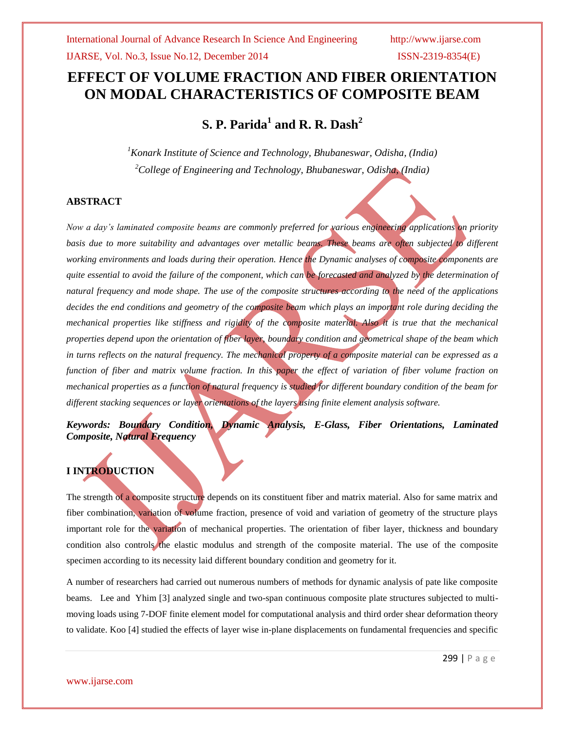# EFFECT OF VOLUME FRACTION AND FIBER ORIENTATION ON MODAL CHARACTERISTICS OF COMPOSITE BEAM

## S. P. Parida[1] and R. R. Dash[2]

*[1]Konark Institute of Science and Technology, Bhubaneswar, Odisha, (India)*
*[2]College of Engineering and Technology, Bhubaneswar, Odisha, (India)*

### ABSTRACT

*Now a day's laminated composite beams are commonly preferred for various engineering applications on priority basis due to more suitability and advantages over metallic beams. These beams are often subjected to different working environments and loads during their operation. Hence the Dynamic analyses of composite components are quite essential to avoid the failure of the component, which can be forecasted and analyzed by the determination of natural frequency and mode shape. The use of the composite structures according to the need of the applications decides the end conditions and geometry of the composite beam which plays an important role during deciding the mechanical properties like stiffness and rigidity of the composite material. Also it is true that the mechanical properties depend upon the orientation of fiber layer, boundary condition and geometrical shape of the beam which in turns reflects on the natural frequency. The mechanical property of a composite material can be expressed as a function of fiber and matrix volume fraction. In this paper the effect of variation of fiber volume fraction on mechanical properties as a function of natural frequency is studied for different boundary condition of the beam for different stacking sequences or layer orientations of the layers using finite element analysis software.*

***Keywords: Boundary Condition, Dynamic Analysis, E-Glass, Fiber Orientations, Laminated Composite, Natural Frequency***

### I INTRODUCTION

The strength of a composite structure depends on its constituent fiber and matrix material. Also for same matrix and fiber combination, variation of volume fraction, presence of void and variation of geometry of the structure plays important role for the variation of mechanical properties. The orientation of fiber layer, thickness and boundary condition also controls the elastic modulus and strength of the composite material. The use of the composite specimen according to its necessity laid different boundary condition and geometry for it.

A number of researchers had carried out numerous numbers of methods for dynamic analysis of pate like composite beams. Lee and Yhim [3] analyzed single and two-span continuous composite plate structures subjected to multi-moving loads using 7-DOF finite element model for computational analysis and third order shear deformation theory to validate. Koo [4] studied the effects of layer wise in-plane displacements on fundamental frequencies and specific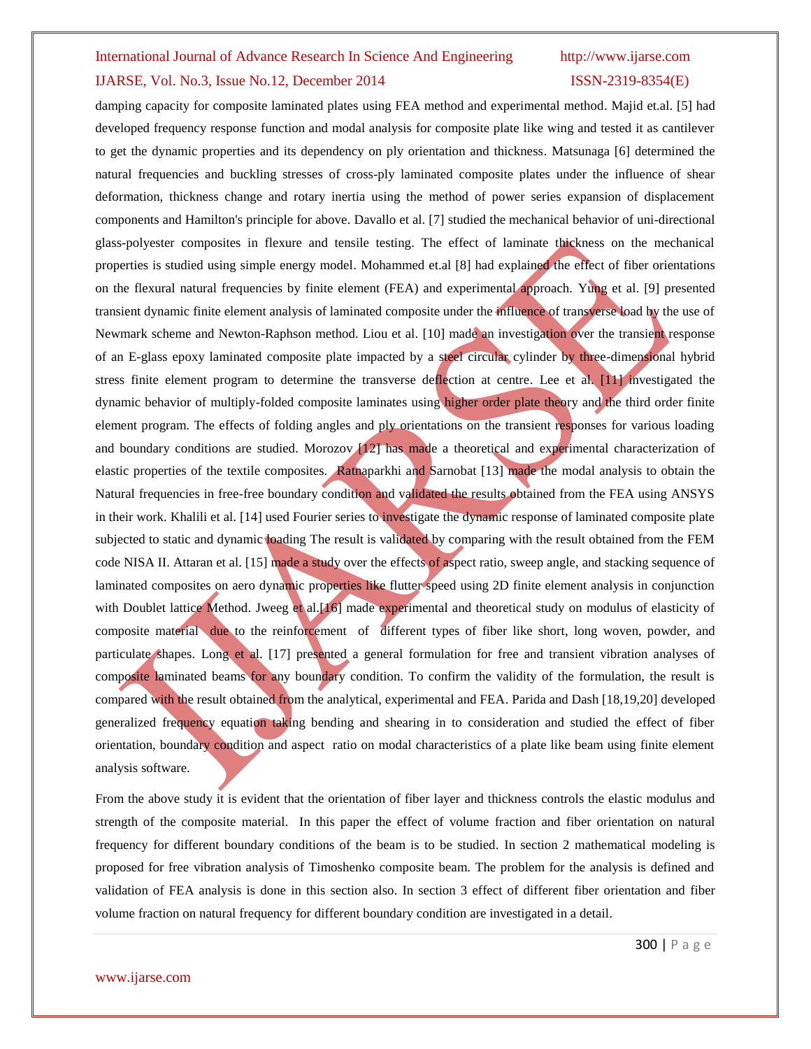damping capacity for composite laminated plates using FEA method and experimental method. Majid et.al. [5] had developed frequency response function and modal analysis for composite plate like wing and tested it as cantilever to get the dynamic properties and its dependency on ply orientation and thickness. Matsunaga [6] determined the natural frequencies and buckling stresses of cross-ply laminated composite plates under the influence of shear deformation, thickness change and rotary inertia using the method of power series expansion of displacement components and Hamilton's principle for above. Davallo et al. [7] studied the mechanical behavior of uni-directional glass-polyester composites in flexure and tensile testing. The effect of laminate thickness on the mechanical properties is studied using simple energy model. Mohammed et.al [8] had explained the effect of fiber orientations on the flexural natural frequencies by finite element (FEA) and experimental approach. Yung et al. [9] presented transient dynamic finite element analysis of laminated composite under the influence of transverse load by the use of Newmark scheme and Newton-Raphson method. Liou et al. [10] made an investigation over the transient response of an E-glass epoxy laminated composite plate impacted by a steel circular cylinder by three-dimensional hybrid stress finite element program to determine the transverse deflection at centre. Lee et al. [11] investigated the dynamic behavior of multiply-folded composite laminates using higher order plate theory and the third order finite element program. The effects of folding angles and ply orientations on the transient responses for various loading and boundary conditions are studied. Morozov [12] has made a theoretical and experimental characterization of elastic properties of the textile composites. Ratnaparkhi and Sarnobat [13] made the modal analysis to obtain the Natural frequencies in free-free boundary condition and validated the results obtained from the FEA using ANSYS in their work. Khalili et al. [14] used Fourier series to investigate the dynamic response of laminated composite plate subjected to static and dynamic loading The result is validated by comparing with the result obtained from the FEM code NISA II. Attaran et al. [15] made a study over the effects of aspect ratio, sweep angle, and stacking sequence of laminated composites on aero dynamic properties like flutter speed using 2D finite element analysis in conjunction with Doublet lattice Method. Jweeg et al.[16] made experimental and theoretical study on modulus of elasticity of composite material due to the reinforcement of different types of fiber like short, long woven, powder, and particulate shapes. Long et al. [17] presented a general formulation for free and transient vibration analyses of composite laminated beams for any boundary condition. To confirm the validity of the formulation, the result is compared with the result obtained from the analytical, experimental and FEA. Parida and Dash [18,19,20] developed generalized frequency equation taking bending and shearing in to consideration and studied the effect of fiber orientation, boundary condition and aspect ratio on modal characteristics of a plate like beam using finite element analysis software.

From the above study it is evident that the orientation of fiber layer and thickness controls the elastic modulus and strength of the composite material. In this paper the effect of volume fraction and fiber orientation on natural frequency for different boundary conditions of the beam is to be studied. In section 2 mathematical modeling is proposed for free vibration analysis of Timoshenko composite beam. The problem for the analysis is defined and validation of FEA analysis is done in this section also. In section 3 effect of different fiber orientation and fiber volume fraction on natural frequency for different boundary condition are investigated in a detail.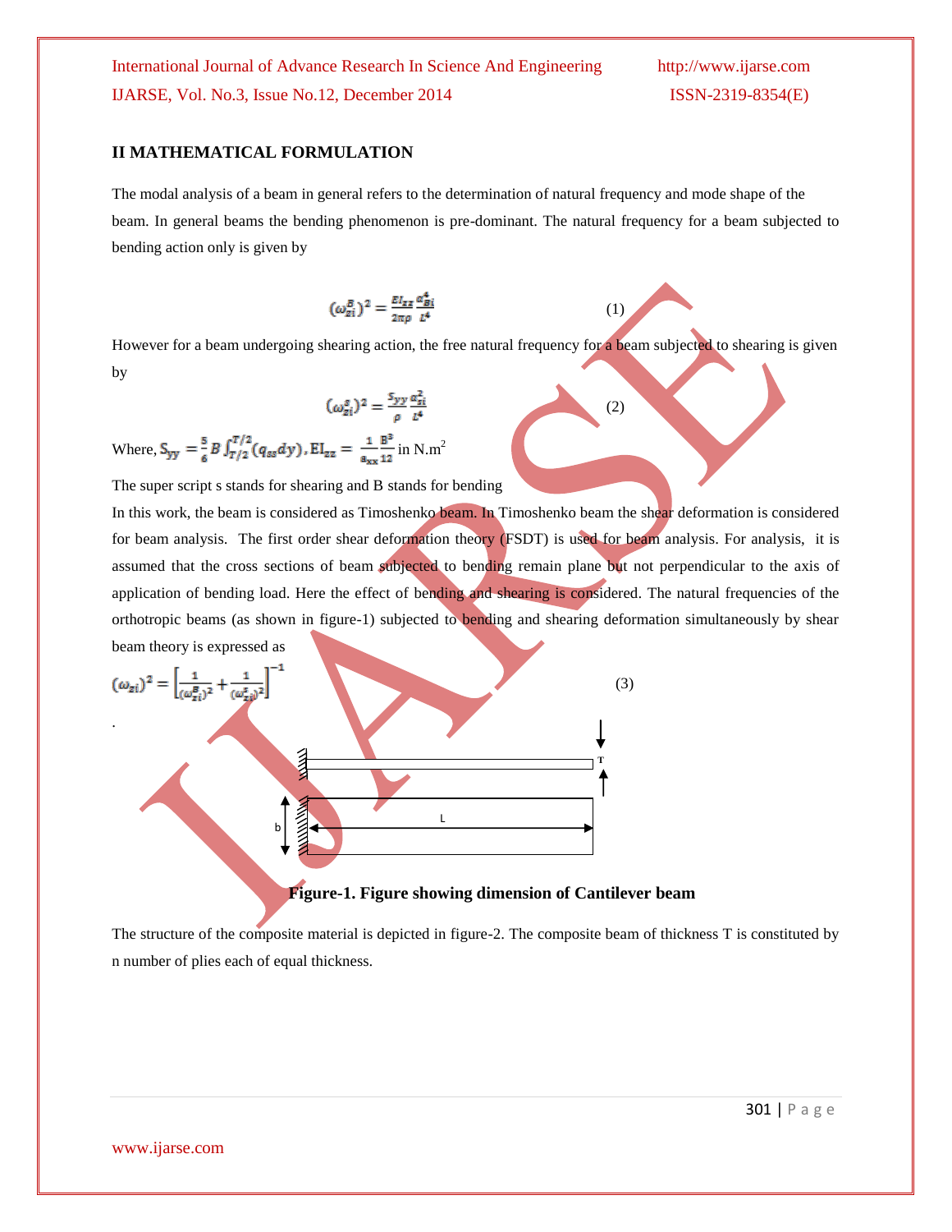## II MATHEMATICAL FORMULATION

The modal analysis of a beam in general refers to the determination of natural frequency and mode shape of the beam. In general beams the bending phenomenon is pre-dominant. The natural frequency for a beam subjected to bending action only is given by

$$(\omega_{zi}^{B})^2 = \frac{EI_{zz}}{2\pi\rho}\frac{\alpha_{Bi}^4}{L^4} \qquad (1)$$

However for a beam undergoing shearing action, the free natural frequency for a beam subjected to shearing is given by

$$(\omega_{zi}^{s})^2 = \frac{S_{yy}}{\rho}\frac{\alpha_{si}^2}{L^4} \qquad (2)$$

Where, $S_{yy} = \frac{5}{6}B\int_{T/2}^{T/2}(q_{ss}dy)$, $EI_{zz} = \frac{1}{a_{xx}}\frac{B^3}{12}$ in N.m$^2$

The super script s stands for shearing and B stands for bending

In this work, the beam is considered as Timoshenko beam. In Timoshenko beam the shear deformation is considered for beam analysis. The first order shear deformation theory (FSDT) is used for beam analysis. For analysis, it is assumed that the cross sections of beam subjected to bending remain plane but not perpendicular to the axis of application of bending load. Here the effect of bending and shearing is considered. The natural frequencies of the orthotropic beams (as shown in figure-1) subjected to bending and shearing deformation simultaneously by shear beam theory is expressed as

$$(\omega_{zi})^2 = \left[\frac{1}{(\omega_{zi}^{B})^2} + \frac{1}{(\omega_{zi}^{s})^2}\right]^{-1} \qquad (3)$$

.

**Figure-1. Figure showing dimension of Cantilever beam**

The structure of the composite material is depicted in figure-2. The composite beam of thickness T is constituted by n number of plies each of equal thickness.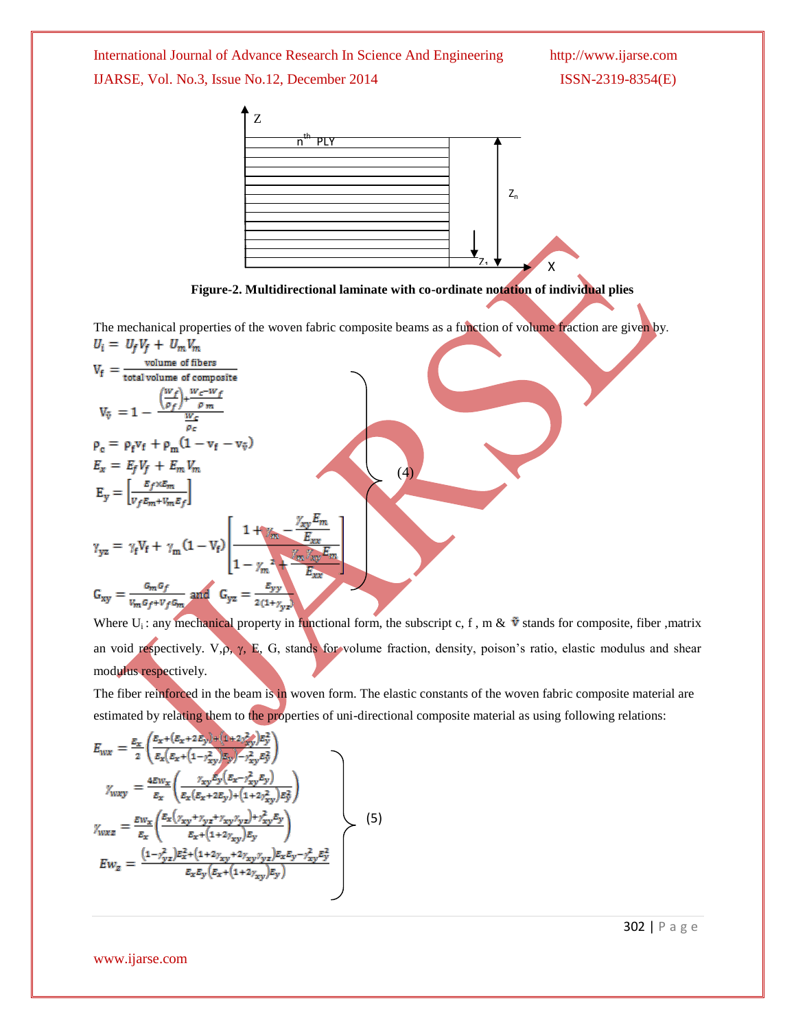**Figure-2. Multidirectional laminate with co-ordinate notation of individual plies**

The mechanical properties of the woven fabric composite beams as a function of volume fraction are given by.

$$U_i = U_f V_f + U_m V_m$$

$$V_f = \frac{\text{volume of fibers}}{\text{total volume of composite}}$$

$$V_{\tilde{v}} = 1 - \frac{\left(\frac{W_f}{\rho_f}\right) + \frac{W_c - W_f}{\rho_m}}{\frac{W_c}{\rho_c}}$$

$$\rho_c = \rho_f v_f + \rho_m (1 - v_f - v_{\tilde{v}})$$

$$E_x = E_f V_f + E_m V_m$$

$$E_y = \left[\frac{E_f \times E_m}{V_f E_m + V_m E_f}\right]$$

$$\gamma_{yz} = \gamma_f V_f + \gamma_m (1 - V_f)\left[\frac{1 + \gamma_m - \frac{\gamma_{xy} E_m}{E_{xx}}}{1 - \gamma_m^2 + \frac{\gamma_m \gamma_{xy} E_m}{E_{xx}}}\right]$$

$$G_{xy} = \frac{G_m G_f}{V_m G_f + V_f G_m} \text{ and } G_{yz} = \frac{E_{yy}}{2(1 + \gamma_{yz})} \qquad (4)$$

Where $U_i$ : any mechanical property in functional form, the subscript c, f , m & $\tilde{v}$ stands for composite, fiber ,matrix an void respectively. V, ρ, γ, E, G, stands for volume fraction, density, poison's ratio, elastic modulus and shear modulus respectively.

The fiber reinforced in the beam is in woven form. The elastic constants of the woven fabric composite material are estimated by relating them to the properties of uni-directional composite material as using following relations:

$$E_{wx} = \frac{E_x}{2}\left(\frac{E_x + (E_x + 2E_y) + (1 + 2\gamma_{xy}^2)E_y^2}{E_x\left(E_x + (1 - \gamma_{xy}^2)E_y\right) - \gamma_{xy}^2 E_y^2}\right)$$

$$\gamma_{wxy} = \frac{4Ew_x}{E_x}\left(\frac{\gamma_{xy} E_y (E_x - \gamma_{xy}^2 E_y)}{E_x(E_x + 2E_y) + (1 + 2\gamma_{xy}^2)E_y^2}\right)$$

$$\gamma_{wxz} = \frac{Ew_x}{E_x}\left(\frac{E_x(\gamma_{xy} + \gamma_{yz} + \gamma_{xy}\gamma_{yz}) + \gamma_{xy}^2 E_y}{E_x + (1 + 2\gamma_{xy})E_y}\right)$$

$$Ew_z = \frac{(1 - \gamma_{yz}^2)E_x^2 + (1 + 2\gamma_{xy} + 2\gamma_{xy}\gamma_{yz})E_x E_y - \gamma_{xy}^2 E_y^2}{E_x E_y\left(E_x + (1 + 2\gamma_{xy})E_y\right)} \qquad (5)$$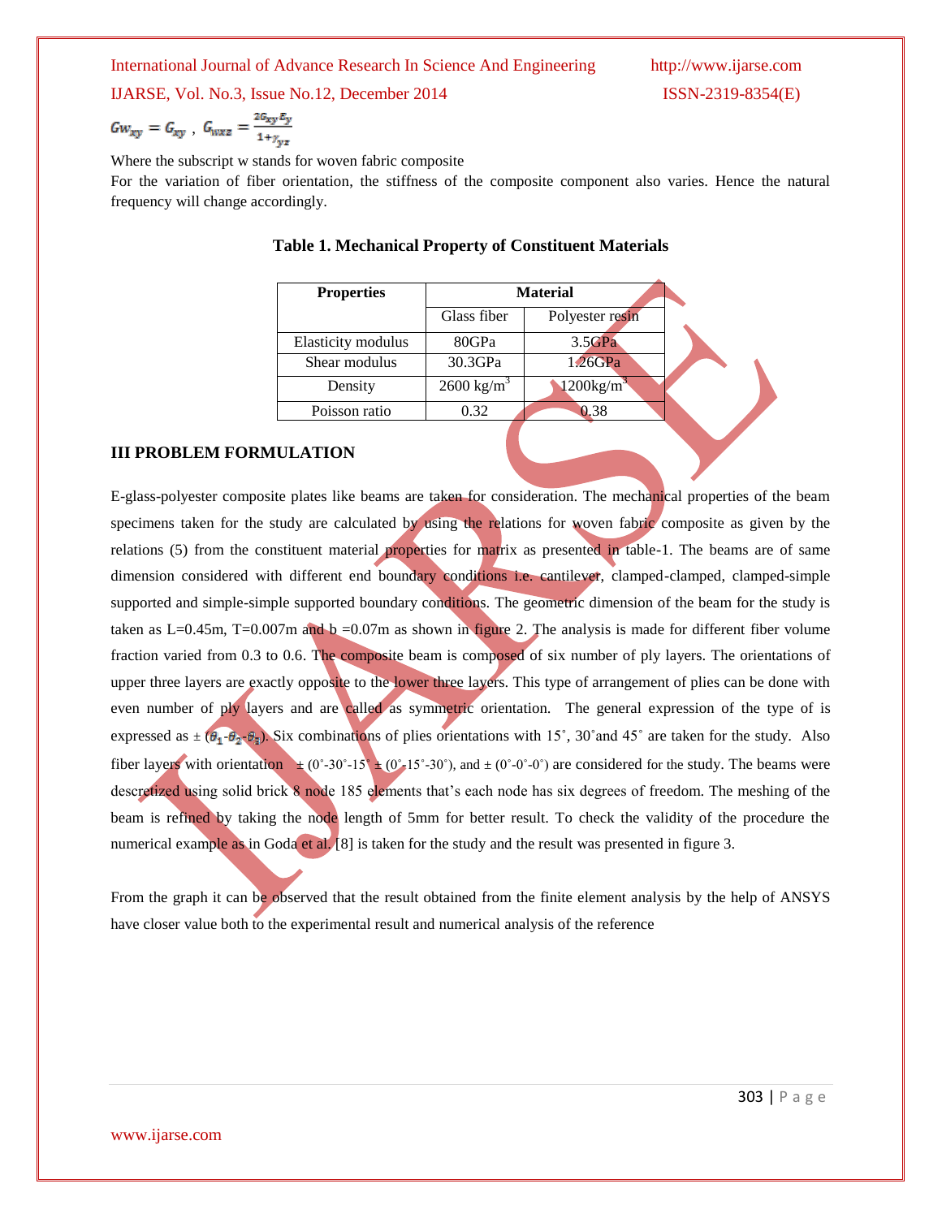$Gw_{xy} = G_{xy}$ , $G_{wxz} = \frac{2G_{xy}E_y}{1+\gamma_{yz}}$

Where the subscript w stands for woven fabric composite

For the variation of fiber orientation, the stiffness of the composite component also varies. Hence the natural frequency will change accordingly.

**Table 1. Mechanical Property of Constituent Materials**

| Properties | Material | |
|---|---|---|
| | Glass fiber | Polyester resin |
| Elasticity modulus | 80GPa | 3.5GPa |
| Shear modulus | 30.3GPa | 1.26GPa |
| Density | 2600 kg/m$^3$ | 1200kg/m$^3$ |
| Poisson ratio | 0.32 | 0.38 |

## III PROBLEM FORMULATION

E-glass-polyester composite plates like beams are taken for consideration. The mechanical properties of the beam specimens taken for the study are calculated by using the relations for woven fabric composite as given by the relations (5) from the constituent material properties for matrix as presented in table-1. The beams are of same dimension considered with different end boundary conditions i.e. cantilever, clamped-clamped, clamped-simple supported and simple-simple supported boundary conditions. The geometric dimension of the beam for the study is taken as L=0.45m, T=0.007m and b =0.07m as shown in figure 2. The analysis is made for different fiber volume fraction varied from 0.3 to 0.6. The composite beam is composed of six number of ply layers. The orientations of upper three layers are exactly opposite to the lower three layers. This type of arrangement of plies can be done with even number of ply layers and are called as symmetric orientation. The general expression of the type of is expressed as ± ($\theta_1$-$\theta_2$-$\theta_3$). Six combinations of plies orientations with 15˚, 30˚and 45˚ are taken for the study. Also fiber layers with orientation ± (0˚-30˚-15˚ ± (0˚-15˚-30˚), and ± (0˚-0˚-0˚) are considered for the study. The beams were descretized using solid brick 8 node 185 elements that's each node has six degrees of freedom. The meshing of the beam is refined by taking the node length of 5mm for better result. To check the validity of the procedure the numerical example as in Goda et al. [8] is taken for the study and the result was presented in figure 3.

From the graph it can be observed that the result obtained from the finite element analysis by the help of ANSYS have closer value both to the experimental result and numerical analysis of the reference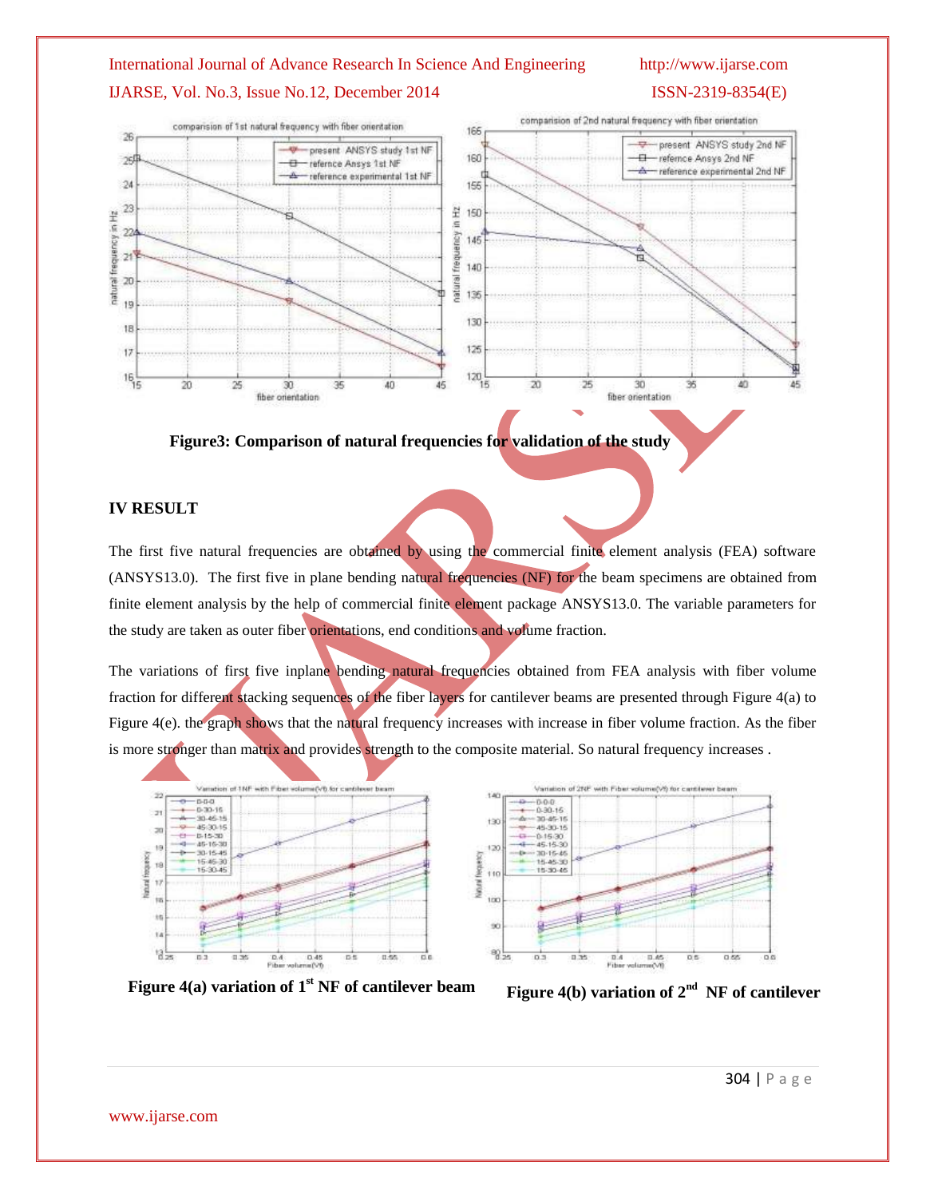Figure3: Comparison of natural frequencies for validation of the study

## IV RESULT

The first five natural frequencies are obtained by using the commercial finite element analysis (FEA) software (ANSYS13.0). The first five in plane bending natural frequencies (NF) for the beam specimens are obtained from finite element analysis by the help of commercial finite element package ANSYS13.0. The variable parameters for the study are taken as outer fiber orientations, end conditions and volume fraction.

The variations of first five inplane bending natural frequencies obtained from FEA analysis with fiber volume fraction for different stacking sequences of the fiber layers for cantilever beams are presented through Figure 4(a) to Figure 4(e). the graph shows that the natural frequency increases with increase in fiber volume fraction. As the fiber is more stronger than matrix and provides strength to the composite material. So natural frequency increases .

**Figure 4(a) variation of 1st NF of cantilever beam**

**Figure 4(b) variation of 2nd NF of cantilever**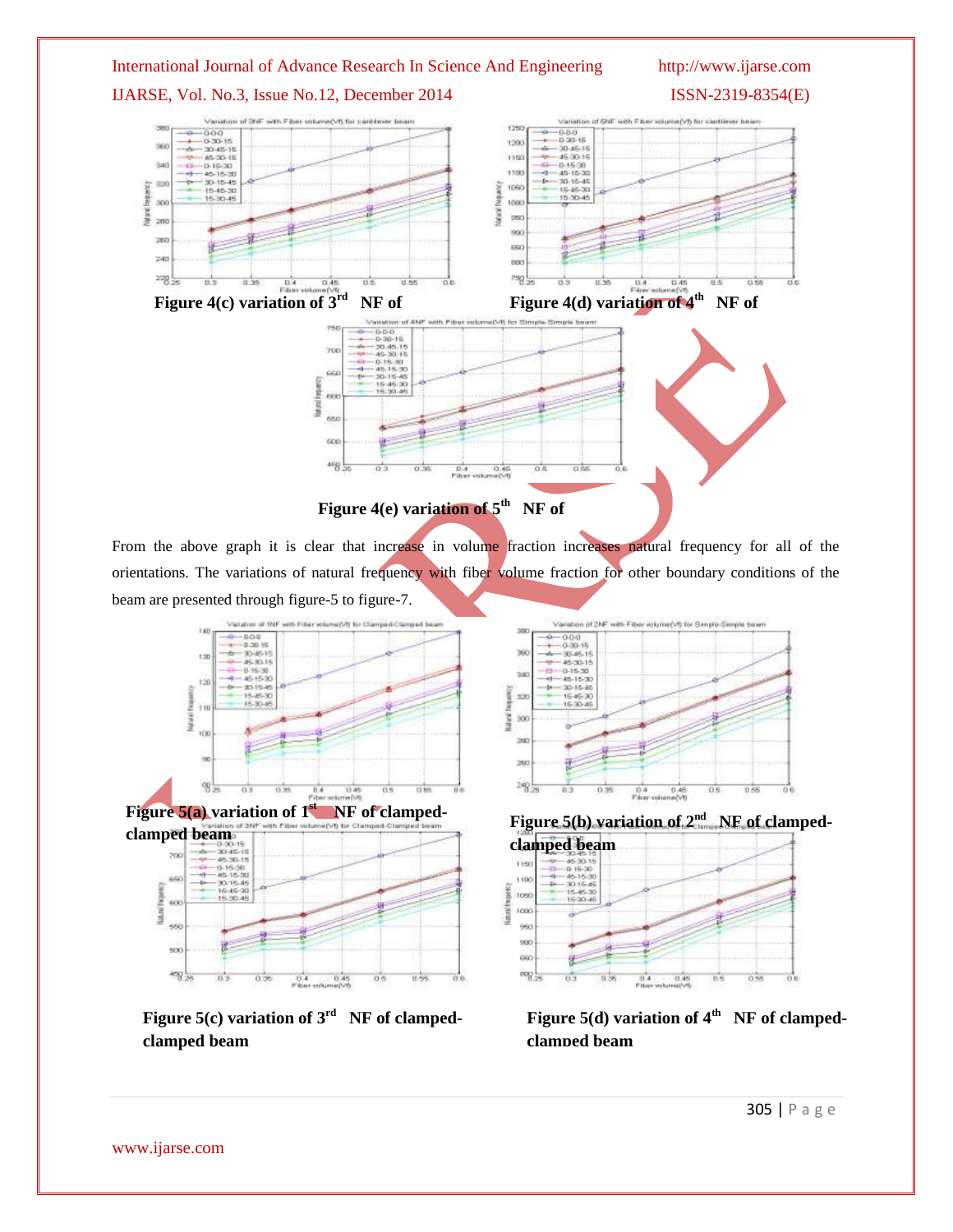Figure 4(c) variation of 3rd NF of

Figure 4(d) variation of 4th NF of

Figure 4(e) variation of 5th NF of

From the above graph it is clear that increase in volume fraction increases natural frequency for all of the orientations. The variations of natural frequency with fiber volume fraction for other boundary conditions of the beam are presented through figure-5 to figure-7.

Figure 5(a) variation of 1st NF of clamped-clamped beam

Figure 5(b) variation of 2nd NF of clamped-clamped beam

Figure 5(c) variation of 3rd NF of clamped-clamped beam

Figure 5(d) variation of 4th NF of clamped-clamped beam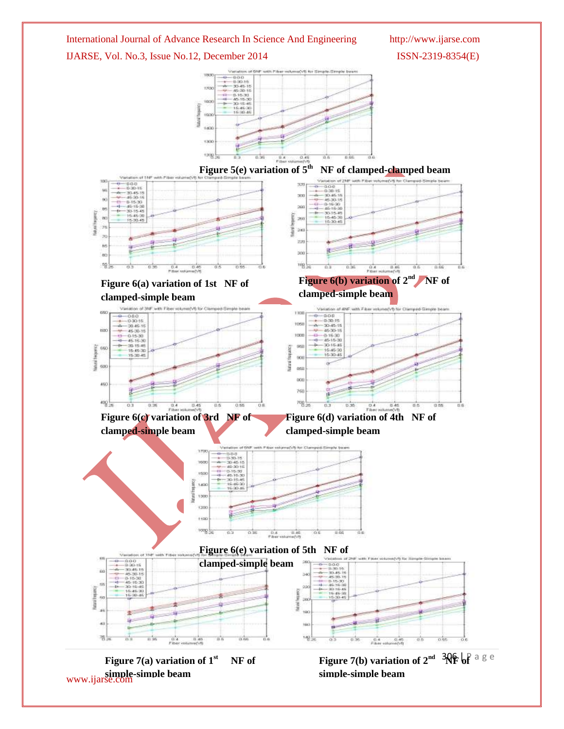Figure 5(e) variation of 5th NF of clamped-clamped beam

Figure 6(a) variation of 1st NF of clamped-simple beam

Figure 6(b) variation of 2nd NF of clamped-simple beam

Figure 6(c) variation of 3rd NF of clamped-simple beam

Figure 6(d) variation of 4th NF of clamped-simple beam

Figure 6(e) variation of 5th NF of clamped-simple beam

Figure 7(a) variation of 1st NF of simple-simple beam

Figure 7(b) variation of 2nd NF of simple-simple beam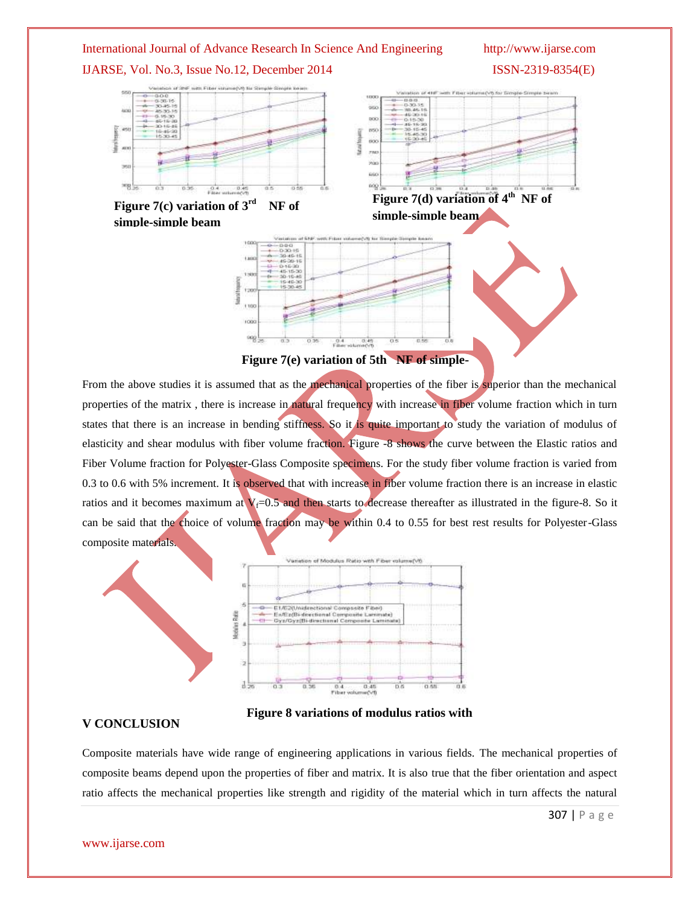Figure 7(c) variation of 3rd NF of simple-simple beam

Figure 7(d) variation of 4th NF of simple-simple beam

Figure 7(e) variation of 5th NF of simple-

From the above studies it is assumed that as the mechanical properties of the fiber is superior than the mechanical properties of the matrix , there is increase in natural frequency with increase in fiber volume fraction which in turn states that there is an increase in bending stiffness. So it is quite important to study the variation of modulus of elasticity and shear modulus with fiber volume fraction. Figure -8 shows the curve between the Elastic ratios and Fiber Volume fraction for Polyester-Glass Composite specimens. For the study fiber volume fraction is varied from 0.3 to 0.6 with 5% increment. It is observed that with increase in fiber volume fraction there is an increase in elastic ratios and it becomes maximum at $V_f$=0.5 and then starts to decrease thereafter as illustrated in the figure-8. So it can be said that the choice of volume fraction may be within 0.4 to 0.55 for best rest results for Polyester-Glass composite materials.

Figure 8 variations of modulus ratios with

## V CONCLUSION

Composite materials have wide range of engineering applications in various fields. The mechanical properties of composite beams depend upon the properties of fiber and matrix. It is also true that the fiber orientation and aspect ratio affects the mechanical properties like strength and rigidity of the material which in turn affects the natural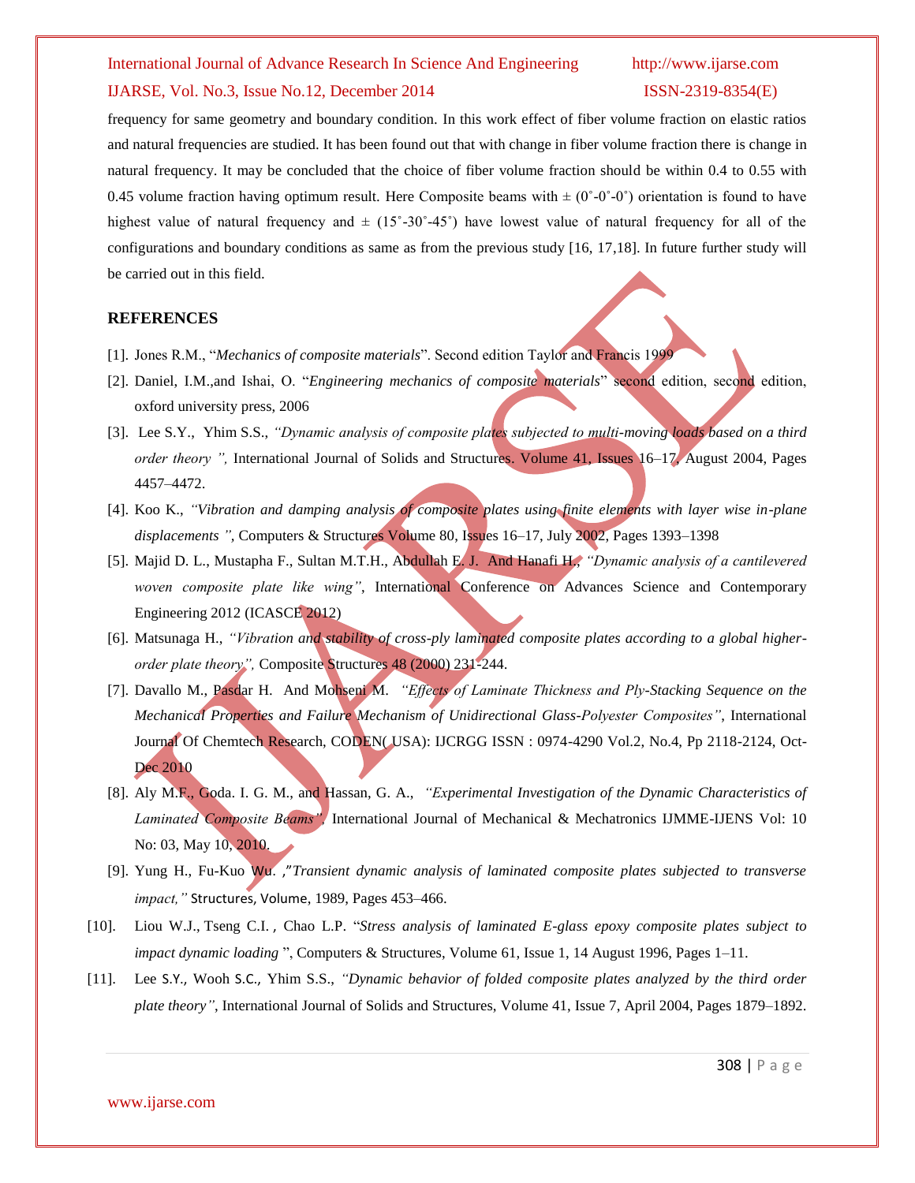frequency for same geometry and boundary condition. In this work effect of fiber volume fraction on elastic ratios and natural frequencies are studied. It has been found out that with change in fiber volume fraction there is change in natural frequency. It may be concluded that the choice of fiber volume fraction should be within 0.4 to 0.55 with 0.45 volume fraction having optimum result. Here Composite beams with ± (0˚-0˚-0˚) orientation is found to have highest value of natural frequency and ± (15˚-30˚-45˚) have lowest value of natural frequency for all of the configurations and boundary conditions as same as from the previous study [16, 17,18]. In future further study will be carried out in this field.

## REFERENCES

[1]. Jones R.M., "*Mechanics of composite materials*". Second edition Taylor and Francis 1999

[2]. Daniel, I.M.,and Ishai, O. "*Engineering mechanics of composite materials*" second edition, second edition, oxford university press, 2006

[3]. Lee S.Y., Yhim S.S., *"Dynamic analysis of composite plates subjected to multi-moving loads based on a third order theory ",* International Journal of Solids and Structures. Volume 41, Issues 16–17, August 2004, Pages 4457–4472.

[4]. Koo K., *"Vibration and damping analysis of composite plates using finite elements with layer wise in-plane displacements ",* Computers & Structures Volume 80, Issues 16–17, July 2002, Pages 1393–1398

[5]. Majid D. L., Mustapha F., Sultan M.T.H., Abdullah E. J. And Hanafi H., *"Dynamic analysis of a cantilevered woven composite plate like wing",* International Conference on Advances Science and Contemporary Engineering 2012 (ICASCE 2012)

[6]. Matsunaga H., *"Vibration and stability of cross-ply laminated composite plates according to a global higher-order plate theory",* Composite Structures 48 (2000) 231-244.

[7]. Davallo M., Pasdar H. And Mohseni M. *"Effects of Laminate Thickness and Ply-Stacking Sequence on the Mechanical Properties and Failure Mechanism of Unidirectional Glass-Polyester Composites"*, International Journal Of Chemtech Research, CODEN( USA): IJCRGG ISSN : 0974-4290 Vol.2, No.4, Pp 2118-2124, Oct-Dec 2010

[8]. Aly M.F., Goda. I. G. M., and Hassan, G. A., *"Experimental Investigation of the Dynamic Characteristics of Laminated Composite Beams",* International Journal of Mechanical & Mechatronics IJMME-IJENS Vol: 10 No: 03, May 10, 2010.

[9]. Yung H., Fu-Kuo Wu. ,"*Transient dynamic analysis of laminated composite plates subjected to transverse impact,"* Structures, Volume, 1989, Pages 453–466.

[10]. Liou W.J., Tseng C.I. , Chao L.P. "*Stress analysis of laminated E-glass epoxy composite plates subject to impact dynamic loading* ", Computers & Structures, Volume 61, Issue 1, 14 August 1996, Pages 1–11.

[11]. Lee S.Y., Wooh S.C., Yhim S.S., *"Dynamic behavior of folded composite plates analyzed by the third order plate theory"*, International Journal of Solids and Structures, Volume 41, Issue 7, April 2004, Pages 1879–1892.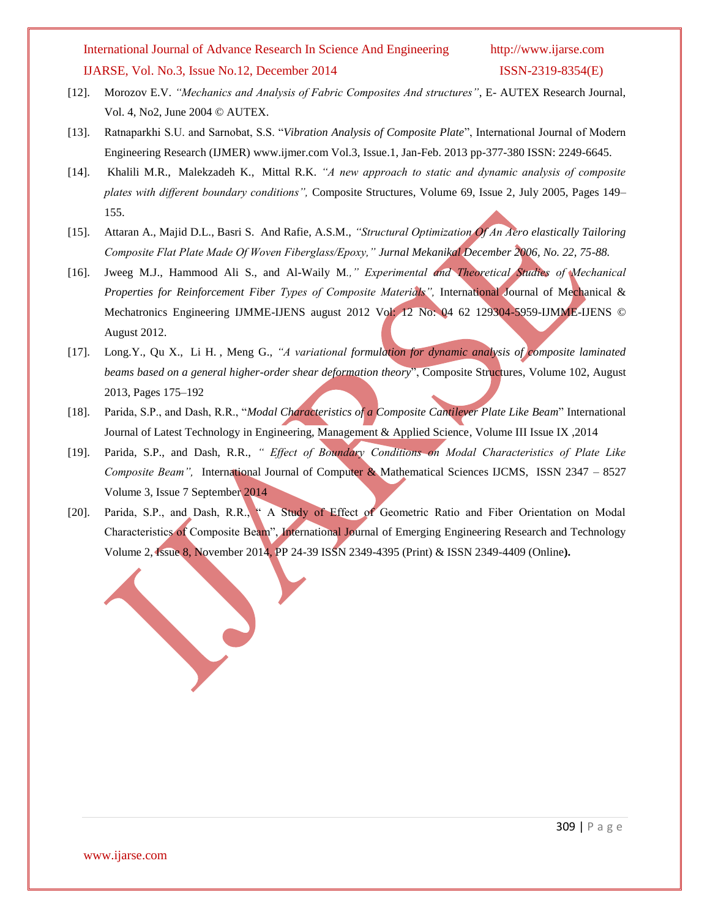[12]. Morozov E.V. *"Mechanics and Analysis of Fabric Composites And structures"*, E- AUTEX Research Journal, Vol. 4, No2, June 2004 © AUTEX.

[13]. Ratnaparkhi S.U. and Sarnobat, S.S. "*Vibration Analysis of Composite Plate*", International Journal of Modern Engineering Research (IJMER) www.ijmer.com Vol.3, Issue.1, Jan-Feb. 2013 pp-377-380 ISSN: 2249-6645.

[14]. Khalili M.R., Malekzadeh K., Mittal R.K. *"A new approach to static and dynamic analysis of composite plates with different boundary conditions",* Composite Structures, Volume 69, Issue 2, July 2005, Pages 149–155.

[15]. Attaran A., Majid D.L., Basri S. And Rafie, A.S.M., *"Structural Optimization Of An Aero elastically Tailoring Composite Flat Plate Made Of Woven Fiberglass/Epoxy," Jurnal Mekanikal December 2006, No. 22, 75-88.*

[16]. Jweeg M.J., Hammood Ali S., and Al-Waily M.*," Experimental and Theoretical Studies of Mechanical Properties for Reinforcement Fiber Types of Composite Materials",* International Journal of Mechanical & Mechatronics Engineering IJMME-IJENS august 2012 Vol: 12 No: 04 62 129304-5959-IJMME-IJENS © August 2012.

[17]. Long.Y., Qu X., Li H. , Meng G., *"A variational formulation for dynamic analysis of composite laminated beams based on a general higher-order shear deformation theory*", Composite Structures, Volume 102, August 2013, Pages 175–192

[18]. Parida, S.P., and Dash, R.R., "*Modal Characteristics of a Composite Cantilever Plate Like Beam*" International Journal of Latest Technology in Engineering, Management & Applied Science, Volume III Issue IX ,2014

[19]. Parida, S.P., and Dash, R.R., *" Effect of Boundary Conditions on Modal Characteristics of Plate Like Composite Beam",* International Journal of Computer & Mathematical Sciences IJCMS, ISSN 2347 – 8527 Volume 3, Issue 7 September 2014

[20]. Parida, S.P., and Dash, R.R., " A Study of Effect of Geometric Ratio and Fiber Orientation on Modal Characteristics of Composite Beam", International Journal of Emerging Engineering Research and Technology Volume 2, Issue 8, November 2014, PP 24-39 ISSN 2349-4395 (Print) & ISSN 2349-4409 (Online**).**